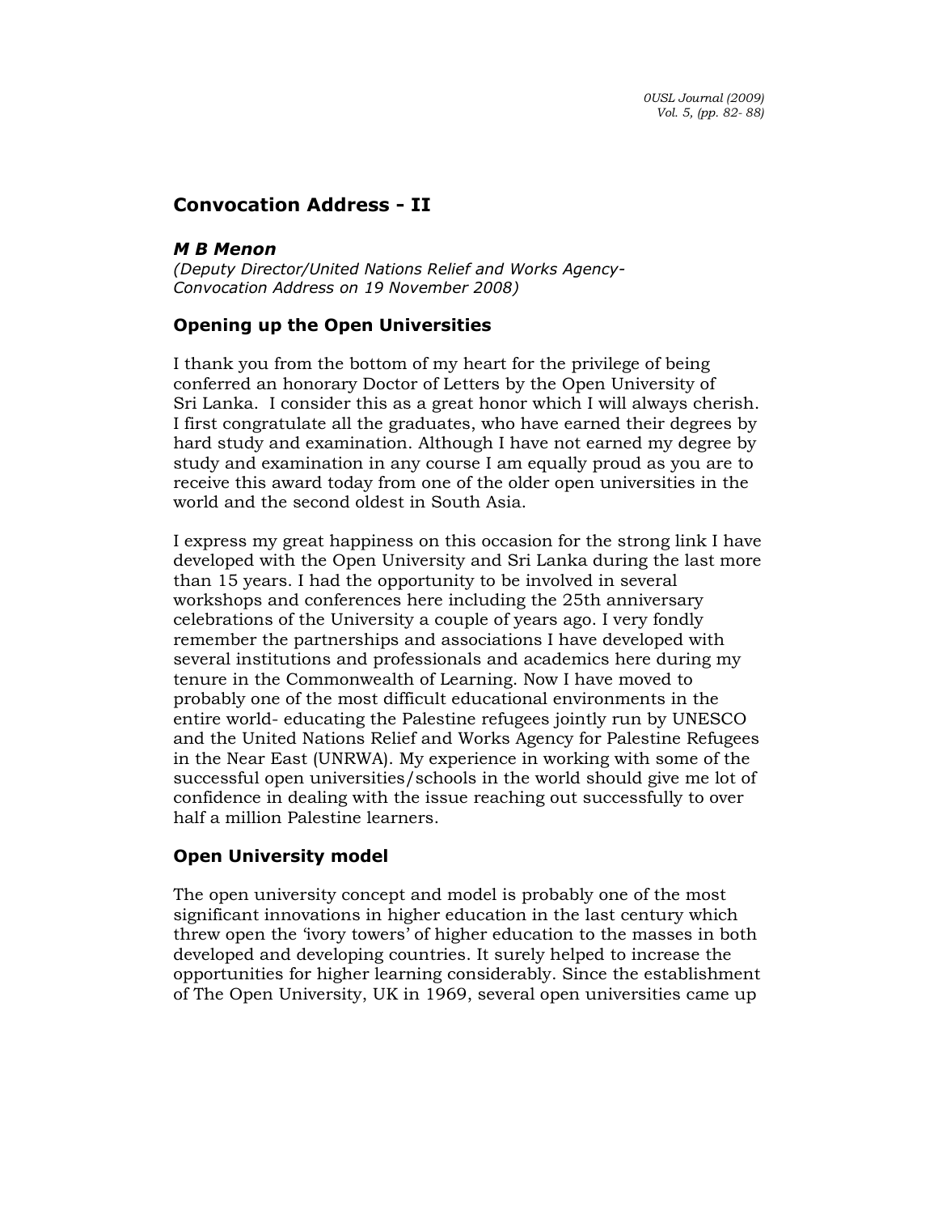# Convocation Address - II

***M B Menon***
*(Deputy Director/United Nations Relief and Works Agency-Convocation Address on 19 November 2008)*

## Opening up the Open Universities

I thank you from the bottom of my heart for the privilege of being conferred an honorary Doctor of Letters by the Open University of Sri Lanka. I consider this as a great honor which I will always cherish. I first congratulate all the graduates, who have earned their degrees by hard study and examination. Although I have not earned my degree by study and examination in any course I am equally proud as you are to receive this award today from one of the older open universities in the world and the second oldest in South Asia.

I express my great happiness on this occasion for the strong link I have developed with the Open University and Sri Lanka during the last more than 15 years. I had the opportunity to be involved in several workshops and conferences here including the 25th anniversary celebrations of the University a couple of years ago. I very fondly remember the partnerships and associations I have developed with several institutions and professionals and academics here during my tenure in the Commonwealth of Learning. Now I have moved to probably one of the most difficult educational environments in the entire world- educating the Palestine refugees jointly run by UNESCO and the United Nations Relief and Works Agency for Palestine Refugees in the Near East (UNRWA). My experience in working with some of the successful open universities/schools in the world should give me lot of confidence in dealing with the issue reaching out successfully to over half a million Palestine learners.

## Open University model

The open university concept and model is probably one of the most significant innovations in higher education in the last century which threw open the 'ivory towers' of higher education to the masses in both developed and developing countries. It surely helped to increase the opportunities for higher learning considerably. Since the establishment of The Open University, UK in 1969, several open universities came up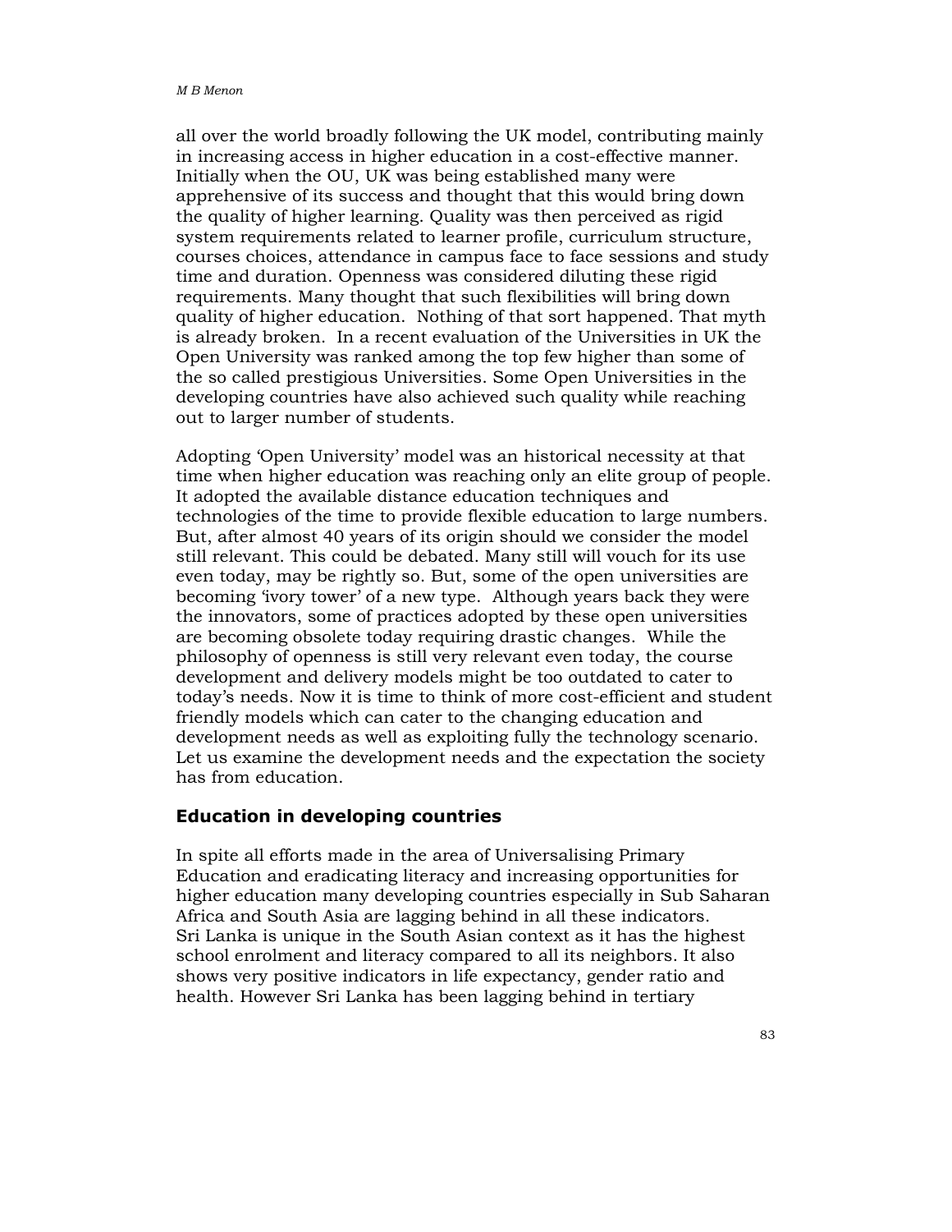all over the world broadly following the UK model, contributing mainly in increasing access in higher education in a cost-effective manner. Initially when the OU, UK was being established many were apprehensive of its success and thought that this would bring down the quality of higher learning. Quality was then perceived as rigid system requirements related to learner profile, curriculum structure, courses choices, attendance in campus face to face sessions and study time and duration. Openness was considered diluting these rigid requirements. Many thought that such flexibilities will bring down quality of higher education. Nothing of that sort happened. That myth is already broken. In a recent evaluation of the Universities in UK the Open University was ranked among the top few higher than some of the so called prestigious Universities. Some Open Universities in the developing countries have also achieved such quality while reaching out to larger number of students.

Adopting 'Open University' model was an historical necessity at that time when higher education was reaching only an elite group of people. It adopted the available distance education techniques and technologies of the time to provide flexible education to large numbers. But, after almost 40 years of its origin should we consider the model still relevant. This could be debated. Many still will vouch for its use even today, may be rightly so. But, some of the open universities are becoming 'ivory tower' of a new type. Although years back they were the innovators, some of practices adopted by these open universities are becoming obsolete today requiring drastic changes. While the philosophy of openness is still very relevant even today, the course development and delivery models might be too outdated to cater to today's needs. Now it is time to think of more cost-efficient and student friendly models which can cater to the changing education and development needs as well as exploiting fully the technology scenario. Let us examine the development needs and the expectation the society has from education.

## Education in developing countries

In spite all efforts made in the area of Universalising Primary Education and eradicating literacy and increasing opportunities for higher education many developing countries especially in Sub Saharan Africa and South Asia are lagging behind in all these indicators. Sri Lanka is unique in the South Asian context as it has the highest school enrolment and literacy compared to all its neighbors. It also shows very positive indicators in life expectancy, gender ratio and health. However Sri Lanka has been lagging behind in tertiary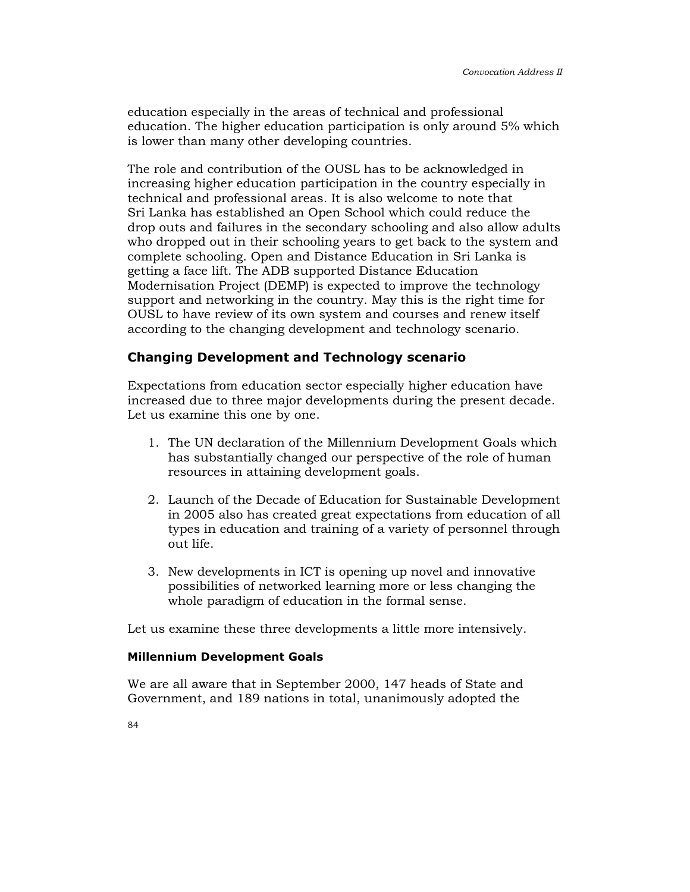education especially in the areas of technical and professional education. The higher education participation is only around 5% which is lower than many other developing countries.

The role and contribution of the OUSL has to be acknowledged in increasing higher education participation in the country especially in technical and professional areas. It is also welcome to note that Sri Lanka has established an Open School which could reduce the drop outs and failures in the secondary schooling and also allow adults who dropped out in their schooling years to get back to the system and complete schooling. Open and Distance Education in Sri Lanka is getting a face lift. The ADB supported Distance Education Modernisation Project (DEMP) is expected to improve the technology support and networking in the country. May this is the right time for OUSL to have review of its own system and courses and renew itself according to the changing development and technology scenario.

## Changing Development and Technology scenario

Expectations from education sector especially higher education have increased due to three major developments during the present decade. Let us examine this one by one.

1. The UN declaration of the Millennium Development Goals which has substantially changed our perspective of the role of human resources in attaining development goals.
2. Launch of the Decade of Education for Sustainable Development in 2005 also has created great expectations from education of all types in education and training of a variety of personnel through out life.
3. New developments in ICT is opening up novel and innovative possibilities of networked learning more or less changing the whole paradigm of education in the formal sense.

Let us examine these three developments a little more intensively.

### Millennium Development Goals

We are all aware that in September 2000, 147 heads of State and Government, and 189 nations in total, unanimously adopted the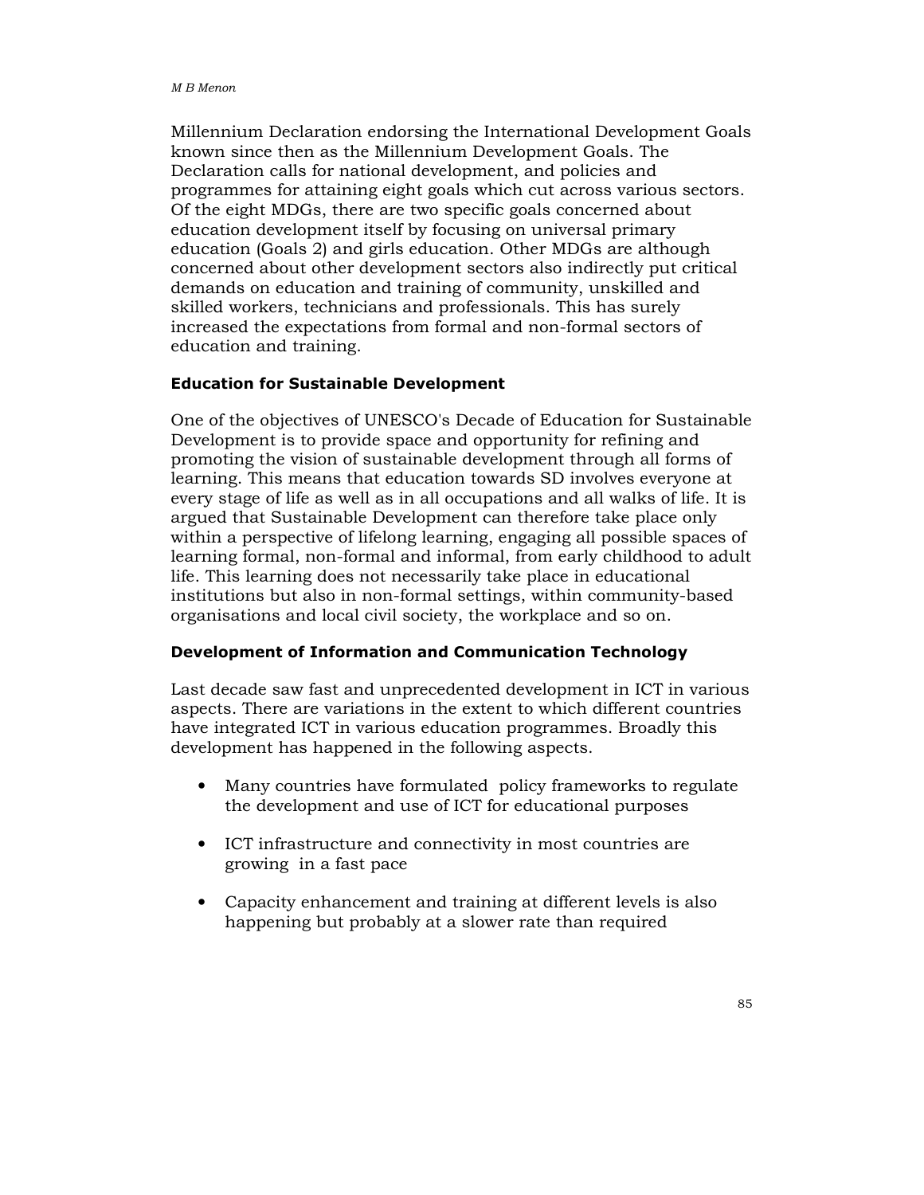Millennium Declaration endorsing the International Development Goals known since then as the Millennium Development Goals. The Declaration calls for national development, and policies and programmes for attaining eight goals which cut across various sectors. Of the eight MDGs, there are two specific goals concerned about education development itself by focusing on universal primary education (Goals 2) and girls education. Other MDGs are although concerned about other development sectors also indirectly put critical demands on education and training of community, unskilled and skilled workers, technicians and professionals. This has surely increased the expectations from formal and non-formal sectors of education and training.

**Education for Sustainable Development**

One of the objectives of UNESCO's Decade of Education for Sustainable Development is to provide space and opportunity for refining and promoting the vision of sustainable development through all forms of learning. This means that education towards SD involves everyone at every stage of life as well as in all occupations and all walks of life. It is argued that Sustainable Development can therefore take place only within a perspective of lifelong learning, engaging all possible spaces of learning formal, non-formal and informal, from early childhood to adult life. This learning does not necessarily take place in educational institutions but also in non-formal settings, within community-based organisations and local civil society, the workplace and so on.

**Development of Information and Communication Technology**

Last decade saw fast and unprecedented development in ICT in various aspects. There are variations in the extent to which different countries have integrated ICT in various education programmes. Broadly this development has happened in the following aspects.

- Many countries have formulated policy frameworks to regulate the development and use of ICT for educational purposes

- ICT infrastructure and connectivity in most countries are growing in a fast pace

- Capacity enhancement and training at different levels is also happening but probably at a slower rate than required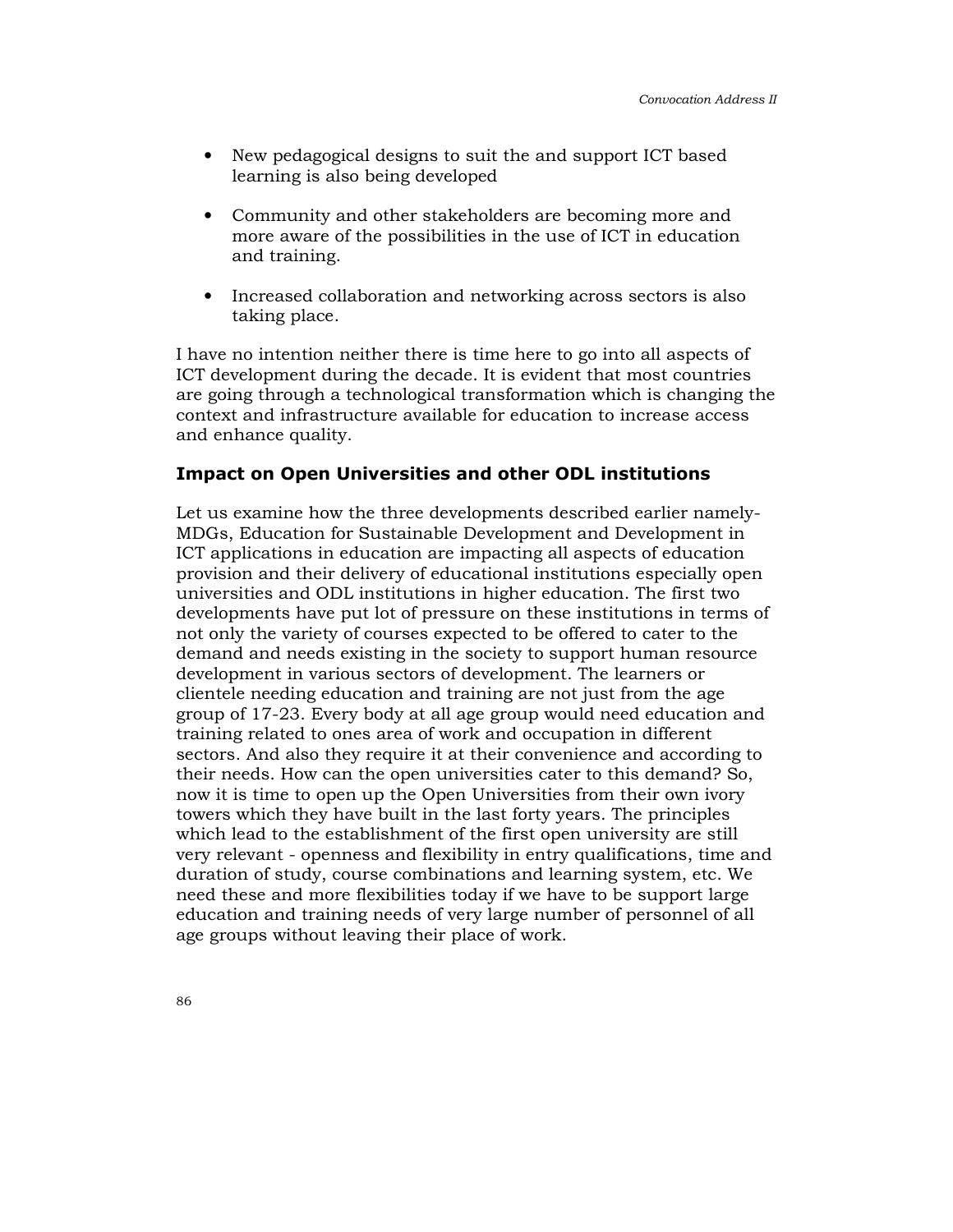- New pedagogical designs to suit the and support ICT based learning is also being developed

- Community and other stakeholders are becoming more and more aware of the possibilities in the use of ICT in education and training.

- Increased collaboration and networking across sectors is also taking place.

I have no intention neither there is time here to go into all aspects of ICT development during the decade. It is evident that most countries are going through a technological transformation which is changing the context and infrastructure available for education to increase access and enhance quality.

### Impact on Open Universities and other ODL institutions

Let us examine how the three developments described earlier namely-MDGs, Education for Sustainable Development and Development in ICT applications in education are impacting all aspects of education provision and their delivery of educational institutions especially open universities and ODL institutions in higher education. The first two developments have put lot of pressure on these institutions in terms of not only the variety of courses expected to be offered to cater to the demand and needs existing in the society to support human resource development in various sectors of development. The learners or clientele needing education and training are not just from the age group of 17-23. Every body at all age group would need education and training related to ones area of work and occupation in different sectors. And also they require it at their convenience and according to their needs. How can the open universities cater to this demand? So, now it is time to open up the Open Universities from their own ivory towers which they have built in the last forty years. The principles which lead to the establishment of the first open university are still very relevant - openness and flexibility in entry qualifications, time and duration of study, course combinations and learning system, etc. We need these and more flexibilities today if we have to be support large education and training needs of very large number of personnel of all age groups without leaving their place of work.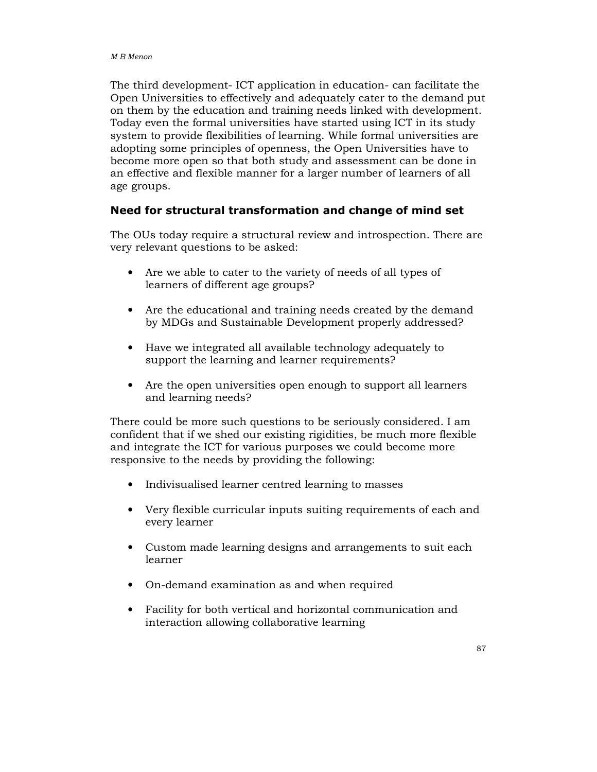The third development- ICT application in education- can facilitate the Open Universities to effectively and adequately cater to the demand put on them by the education and training needs linked with development. Today even the formal universities have started using ICT in its study system to provide flexibilities of learning. While formal universities are adopting some principles of openness, the Open Universities have to become more open so that both study and assessment can be done in an effective and flexible manner for a larger number of learners of all age groups.

## Need for structural transformation and change of mind set

The OUs today require a structural review and introspection. There are very relevant questions to be asked:

- Are we able to cater to the variety of needs of all types of learners of different age groups?
- Are the educational and training needs created by the demand by MDGs and Sustainable Development properly addressed?
- Have we integrated all available technology adequately to support the learning and learner requirements?
- Are the open universities open enough to support all learners and learning needs?

There could be more such questions to be seriously considered. I am confident that if we shed our existing rigidities, be much more flexible and integrate the ICT for various purposes we could become more responsive to the needs by providing the following:

- Indivisualised learner centred learning to masses
- Very flexible curricular inputs suiting requirements of each and every learner
- Custom made learning designs and arrangements to suit each learner
- On-demand examination as and when required
- Facility for both vertical and horizontal communication and interaction allowing collaborative learning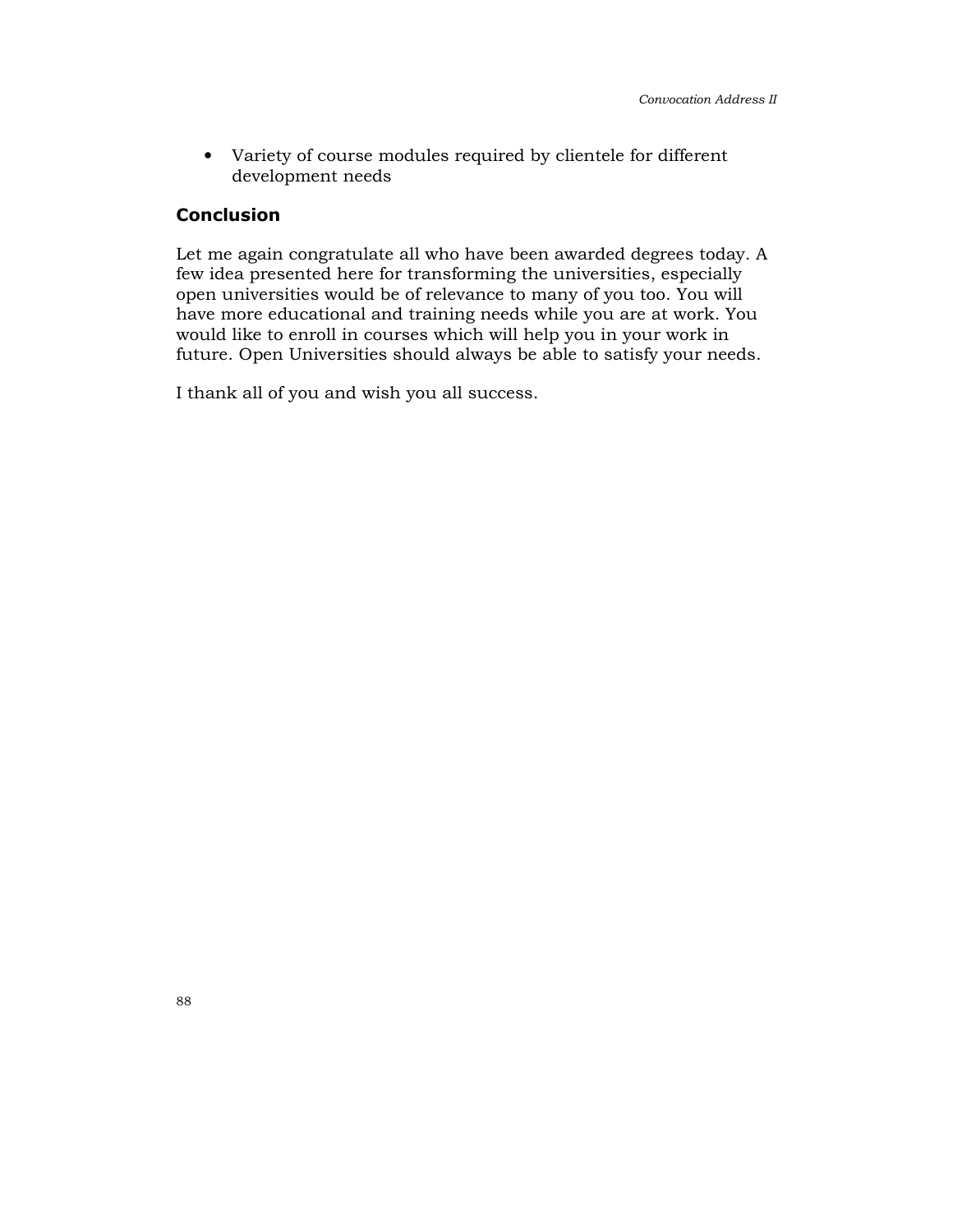- Variety of course modules required by clientele for different development needs

## Conclusion

Let me again congratulate all who have been awarded degrees today. A few idea presented here for transforming the universities, especially open universities would be of relevance to many of you too. You will have more educational and training needs while you are at work. You would like to enroll in courses which will help you in your work in future. Open Universities should always be able to satisfy your needs.

I thank all of you and wish you all success.